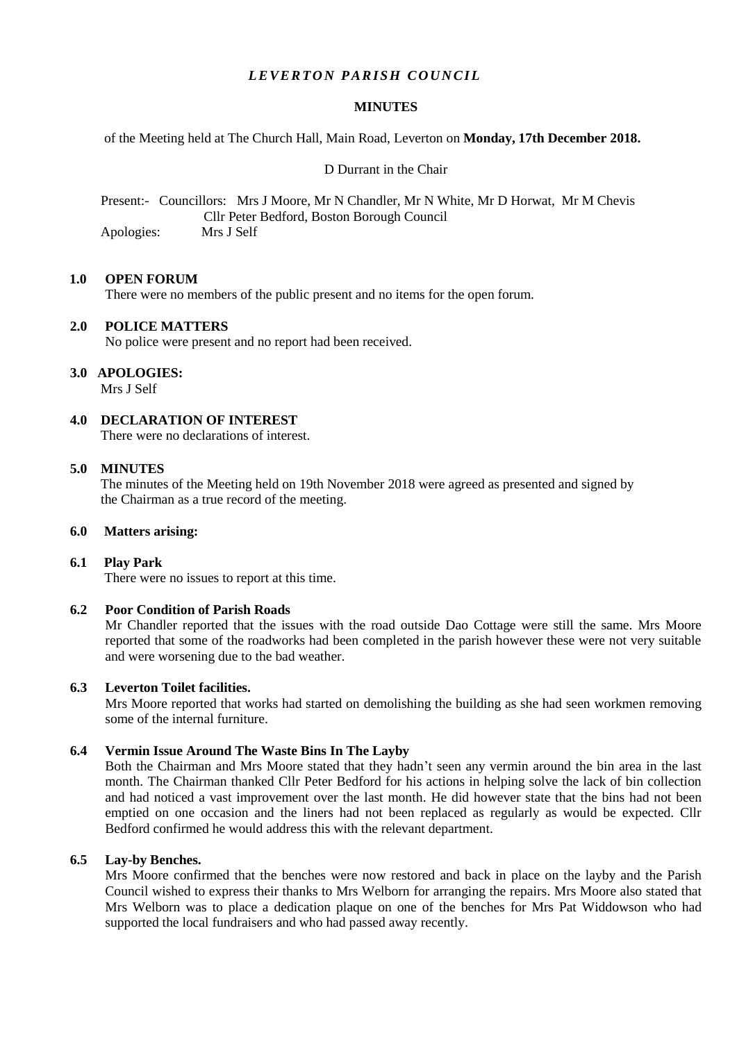# *LEVERTON PARISH COUNCIL*

## MINUTES

of the Meeting held at The Church Hall, Main Road, Leverton on **Monday, 17th December 2018.**

D Durrant in the Chair

Present:- Councillors: Mrs J Moore, Mr N Chandler, Mr N White, Mr D Horwat, Mr M Chevis
Cllr Peter Bedford, Boston Borough Council
Apologies: Mrs J Self

### 1.0 OPEN FORUM

There were no members of the public present and no items for the open forum.

### 2.0 POLICE MATTERS

No police were present and no report had been received.

### 3.0 APOLOGIES:

Mrs J Self

### 4.0 DECLARATION OF INTEREST

There were no declarations of interest.

### 5.0 MINUTES

The minutes of the Meeting held on 19th November 2018 were agreed as presented and signed by the Chairman as a true record of the meeting.

### 6.0 Matters arising:

#### 6.1 Play Park

There were no issues to report at this time.

#### 6.2 Poor Condition of Parish Roads

Mr Chandler reported that the issues with the road outside Dao Cottage were still the same. Mrs Moore reported that some of the roadworks had been completed in the parish however these were not very suitable and were worsening due to the bad weather.

#### 6.3 Leverton Toilet facilities.

Mrs Moore reported that works had started on demolishing the building as she had seen workmen removing some of the internal furniture.

#### 6.4 Vermin Issue Around The Waste Bins In The Layby

Both the Chairman and Mrs Moore stated that they hadn't seen any vermin around the bin area in the last month. The Chairman thanked Cllr Peter Bedford for his actions in helping solve the lack of bin collection and had noticed a vast improvement over the last month. He did however state that the bins had not been emptied on one occasion and the liners had not been replaced as regularly as would be expected. Cllr Bedford confirmed he would address this with the relevant department.

#### 6.5 Lay-by Benches.

Mrs Moore confirmed that the benches were now restored and back in place on the layby and the Parish Council wished to express their thanks to Mrs Welborn for arranging the repairs. Mrs Moore also stated that Mrs Welborn was to place a dedication plaque on one of the benches for Mrs Pat Widdowson who had supported the local fundraisers and who had passed away recently.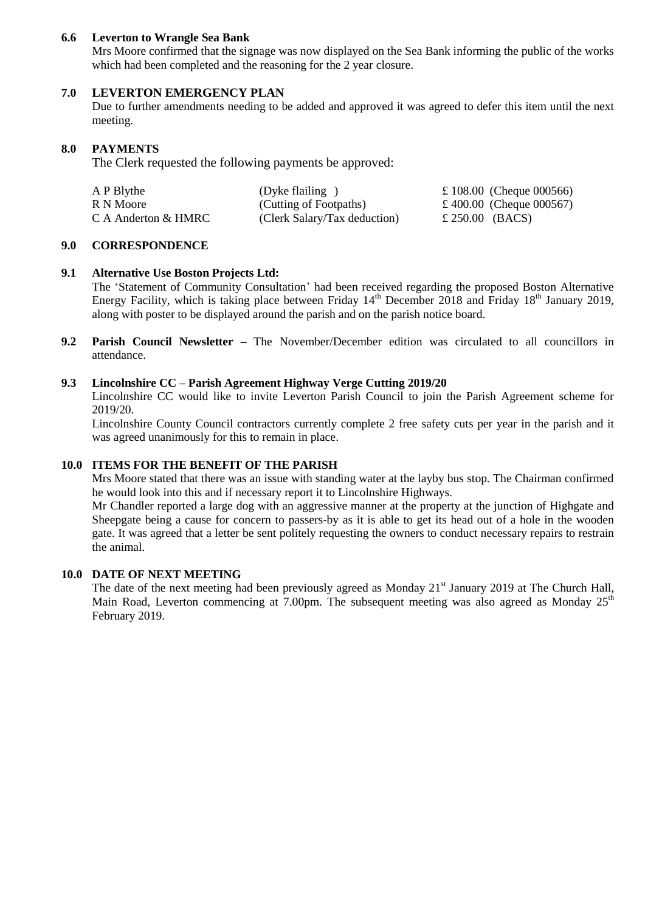## 6.6 Leverton to Wrangle Sea Bank

Mrs Moore confirmed that the signage was now displayed on the Sea Bank informing the public of the works which had been completed and the reasoning for the 2 year closure.

## 7.0 LEVERTON EMERGENCY PLAN

Due to further amendments needing to be added and approved it was agreed to defer this item until the next meeting.

## 8.0 PAYMENTS

The Clerk requested the following payments be approved:

| | | |
|---|---|---|
| A P Blythe | (Dyke flailing ) | £ 108.00 (Cheque 000566) |
| R N Moore | (Cutting of Footpaths) | £ 400.00 (Cheque 000567) |
| C A Anderton & HMRC | (Clerk Salary/Tax deduction) | £ 250.00 (BACS) |

## 9.0 CORRESPONDENCE

### 9.1 Alternative Use Boston Projects Ltd:

The 'Statement of Community Consultation' had been received regarding the proposed Boston Alternative Energy Facility, which is taking place between Friday 14th December 2018 and Friday 18th January 2019, along with poster to be displayed around the parish and on the parish notice board.

### 9.2 Parish Council Newsletter – The November/December edition was circulated to all councillors in attendance.

### 9.3 Lincolnshire CC – Parish Agreement Highway Verge Cutting 2019/20

Lincolnshire CC would like to invite Leverton Parish Council to join the Parish Agreement scheme for 2019/20.

Lincolnshire County Council contractors currently complete 2 free safety cuts per year in the parish and it was agreed unanimously for this to remain in place.

## 10.0 ITEMS FOR THE BENEFIT OF THE PARISH

Mrs Moore stated that there was an issue with standing water at the layby bus stop. The Chairman confirmed he would look into this and if necessary report it to Lincolnshire Highways.

Mr Chandler reported a large dog with an aggressive manner at the property at the junction of Highgate and Sheepgate being a cause for concern to passers-by as it is able to get its head out of a hole in the wooden gate. It was agreed that a letter be sent politely requesting the owners to conduct necessary repairs to restrain the animal.

## 10.0 DATE OF NEXT MEETING

The date of the next meeting had been previously agreed as Monday 21st January 2019 at The Church Hall, Main Road, Leverton commencing at 7.00pm. The subsequent meeting was also agreed as Monday 25th February 2019.